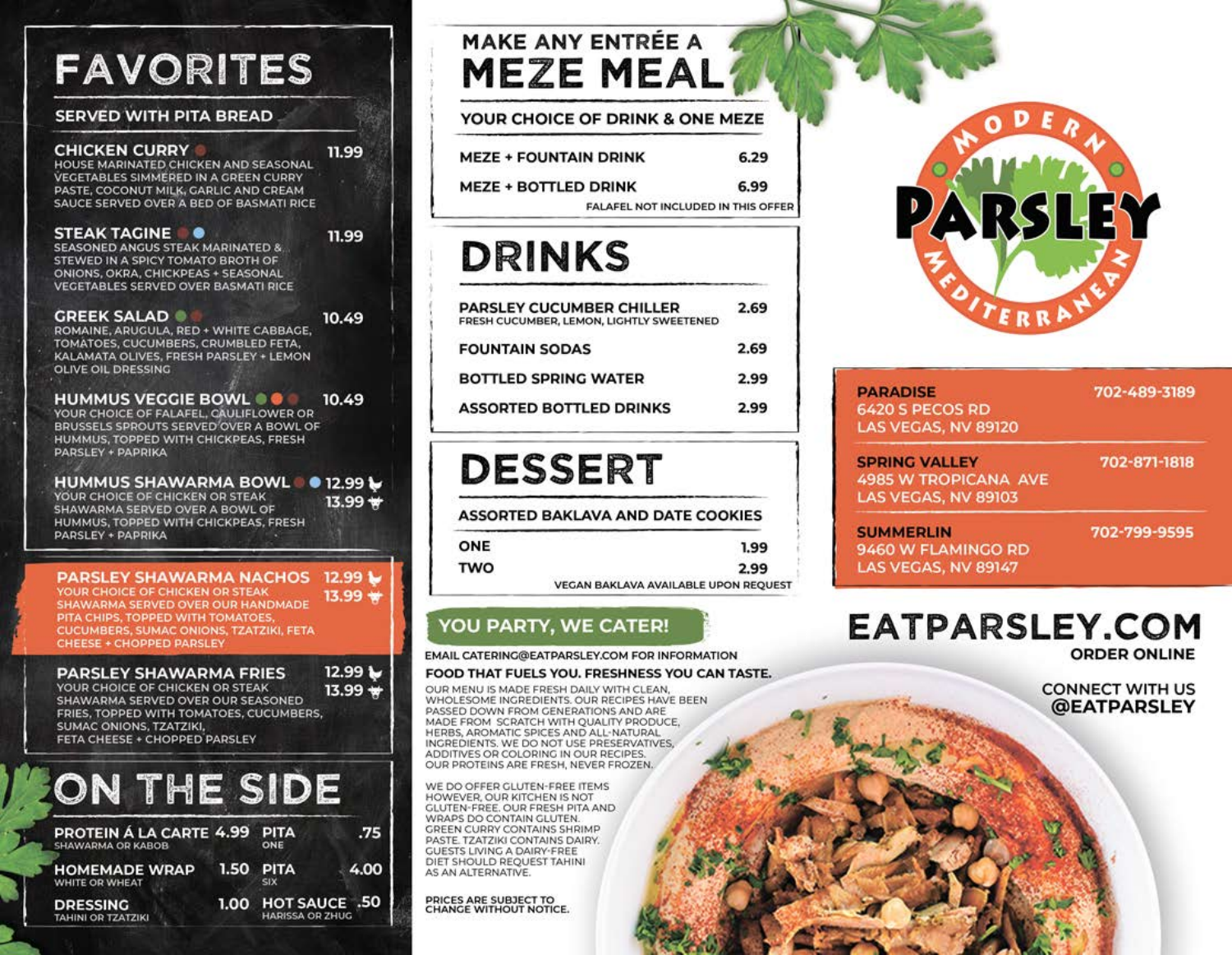# FAVORITES

## SERVED WITH PITA BREAD

**CHICKEN CURRY** — 11.99
HOUSE MARINATED CHICKEN AND SEASONAL VEGETABLES SIMMERED IN A GREEN CURRY PASTE, COCONUT MILK, GARLIC AND CREAM SAUCE SERVED OVER A BED OF BASMATI RICE

**STEAK TAGINE** — 11.99
SEASONED ANGUS STEAK MARINATED & STEWED IN A SPICY TOMATO BROTH OF ONIONS, OKRA, CHICKPEAS + SEASONAL VEGETABLES SERVED OVER BASMATI RICE

**GREEK SALAD** — 10.49
ROMAINE, ARUGULA, RED + WHITE CABBAGE, TOMATOES, CUCUMBERS, CRUMBLED FETA, KALAMATA OLIVES, FRESH PARSLEY + LEMON OLIVE OIL DRESSING

**HUMMUS VEGGIE BOWL** — 10.49
YOUR CHOICE OF FALAFEL, CAULIFLOWER OR BRUSSELS SPROUTS SERVED OVER A BOWL OF HUMMUS, TOPPED WITH CHICKPEAS, FRESH PARSLEY + PAPRIKA

**HUMMUS SHAWARMA BOWL** — 12.99 (chicken) / 13.99 (steak)
YOUR CHOICE OF CHICKEN OR STEAK SHAWARMA SERVED OVER A BOWL OF HUMMUS, TOPPED WITH CHICKPEAS, FRESH PARSLEY + PAPRIKA

**PARSLEY SHAWARMA NACHOS** — 12.99 (chicken) / 13.99 (steak)
YOUR CHOICE OF CHICKEN OR STEAK SHAWARMA SERVED OVER OUR HANDMADE PITA CHIPS, TOPPED WITH TOMATOES, CUCUMBERS, SUMAC ONIONS, TZATZIKI, FETA CHEESE + CHOPPED PARSLEY

**PARSLEY SHAWARMA FRIES** — 12.99 (chicken) / 13.99 (steak)
YOUR CHOICE OF CHICKEN OR STEAK SHAWARMA SERVED OVER OUR SEASONED FRIES, TOPPED WITH TOMATOES, CUCUMBERS, SUMAC ONIONS, TZATZIKI, FETA CHEESE + CHOPPED PARSLEY

# ON THE SIDE

| Item | Price |
|---|---|
| PROTEIN Á LA CARTE (SHAWARMA OR KABOB) | 4.99 |
| HOMEMADE WRAP (WHITE OR WHEAT) | 1.50 |
| DRESSING (TAHINI OR TZATZIKI) | 1.00 |
| PITA (ONE) | .75 |
| PITA (SIX) | 4.00 |
| HOT SAUCE (HARISSA OR ZHUG) | .50 |

# MAKE ANY ENTRÉE A MEZE MEAL

## YOUR CHOICE OF DRINK & ONE MEZE

| Item | Price |
|---|---|
| MEZE + FOUNTAIN DRINK | 6.29 |
| MEZE + BOTTLED DRINK | 6.99 |

FALAFEL NOT INCLUDED IN THIS OFFER

# DRINKS

| Item | Price |
|---|---|
| PARSLEY CUCUMBER CHILLER (FRESH CUCUMBER, LEMON, LIGHTLY SWEETENED) | 2.69 |
| FOUNTAIN SODAS | 2.69 |
| BOTTLED SPRING WATER | 2.99 |
| ASSORTED BOTTLED DRINKS | 2.99 |

# DESSERT

## ASSORTED BAKLAVA AND DATE COOKIES

| Item | Price |
|---|---|
| ONE | 1.99 |
| TWO | 2.99 |

VEGAN BAKLAVA AVAILABLE UPON REQUEST

## YOU PARTY, WE CATER!

EMAIL CATERING@EATPARSLEY.COM FOR INFORMATION

**FOOD THAT FUELS YOU. FRESHNESS YOU CAN TASTE.**

OUR MENU IS MADE FRESH DAILY WITH CLEAN, WHOLESOME INGREDIENTS. OUR RECIPES HAVE BEEN PASSED DOWN FROM GENERATIONS AND ARE MADE FROM SCRATCH WITH QUALITY PRODUCE, HERBS, AROMATIC SPICES AND ALL-NATURAL INGREDIENTS. WE DO NOT USE PRESERVATIVES, ADDITIVES OR COLORING IN OUR RECIPES. OUR PROTEINS ARE FRESH, NEVER FROZEN.

WE DO OFFER GLUTEN-FREE ITEMS HOWEVER, OUR KITCHEN IS NOT GLUTEN-FREE. OUR FRESH PITA AND WRAPS DO CONTAIN GLUTEN. GREEN CURRY CONTAINS SHRIMP PASTE. TZATZIKI CONTAINS DAIRY. GUESTS LIVING A DAIRY-FREE DIET SHOULD REQUEST TAHINI AS AN ALTERNATIVE.

PRICES ARE SUBJECT TO CHANGE WITHOUT NOTICE.

# PARSLEY

MODERN MEDITERRANEAN

**PARADISE** — 702-489-3189
6420 S PECOS RD
LAS VEGAS, NV 89120

**SPRING VALLEY** — 702-871-1818
4985 W TROPICANA AVE
LAS VEGAS, NV 89103

**SUMMERLIN** — 702-799-9595
9460 W FLAMINGO RD
LAS VEGAS, NV 89147

## EATPARSLEY.COM

ORDER ONLINE

CONNECT WITH US
@EATPARSLEY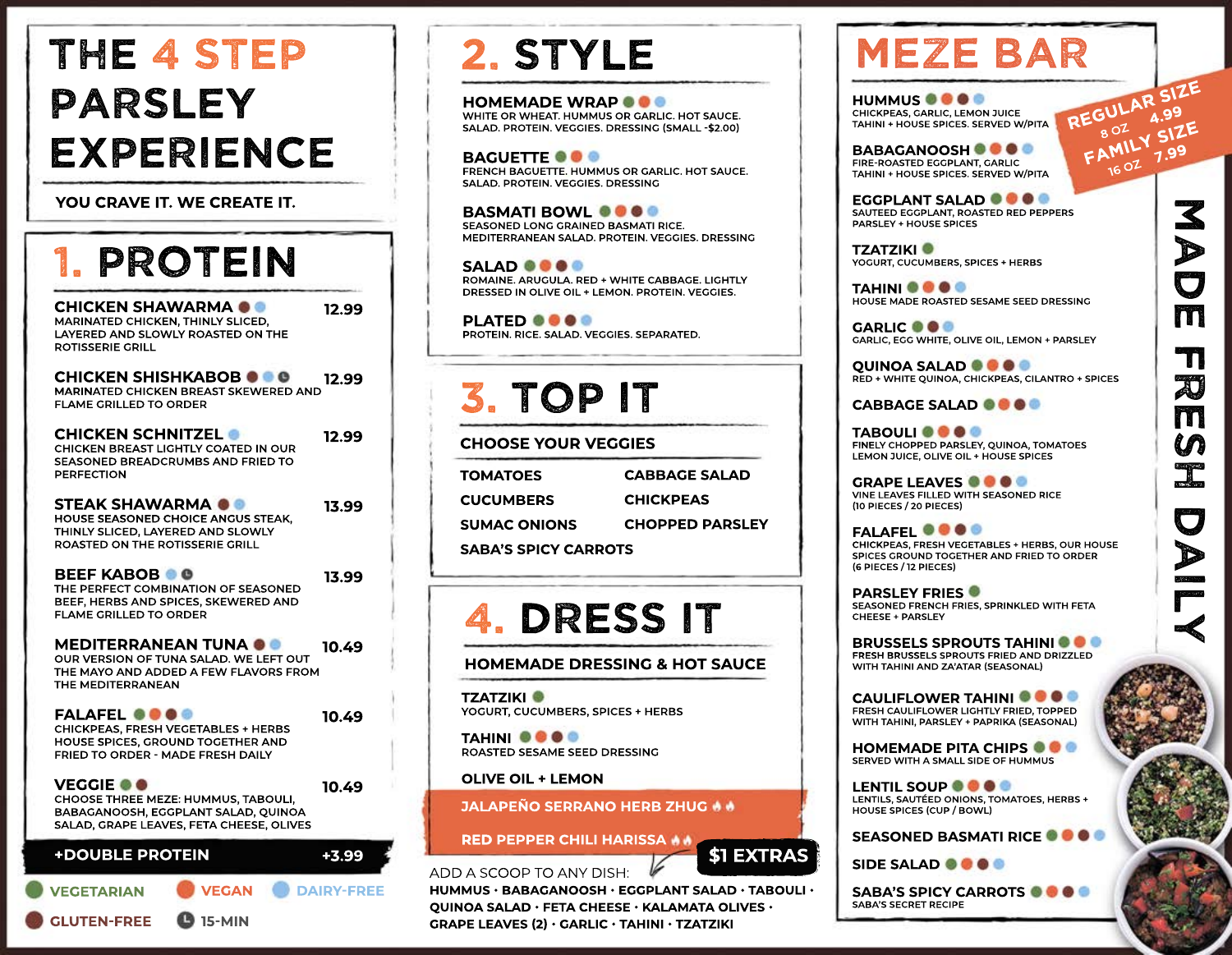# THE 4 STEP PARSLEY EXPERIENCE

YOU CRAVE IT. WE CREATE IT.

## 1. PROTEIN

**CHICKEN SHAWARMA** — 12.99
MARINATED CHICKEN, THINLY SLICED, LAYERED AND SLOWLY ROASTED ON THE ROTISSERIE GRILL

**CHICKEN SHISHKABOB** — 12.99
MARINATED CHICKEN BREAST SKEWERED AND FLAME GRILLED TO ORDER

**CHICKEN SCHNITZEL** — 12.99
CHICKEN BREAST LIGHTLY COATED IN OUR SEASONED BREADCRUMBS AND FRIED TO PERFECTION

**STEAK SHAWARMA** — 13.99
HOUSE SEASONED CHOICE ANGUS STEAK, THINLY SLICED, LAYERED AND SLOWLY ROASTED ON THE ROTISSERIE GRILL

**BEEF KABOB** — 13.99
THE PERFECT COMBINATION OF SEASONED BEEF, HERBS AND SPICES, SKEWERED AND FLAME GRILLED TO ORDER

**MEDITERRANEAN TUNA** — 10.49
OUR VERSION OF TUNA SALAD. WE LEFT OUT THE MAYO AND ADDED A FEW FLAVORS FROM THE MEDITERRANEAN

**FALAFEL** — 10.49
CHICKPEAS, FRESH VEGETABLES + HERBS HOUSE SPICES, GROUND TOGETHER AND FRIED TO ORDER - MADE FRESH DAILY

**VEGGIE** — 10.49
CHOOSE THREE MEZE: HUMMUS, TABOULI, BABAGANOOSH, EGGPLANT SALAD, QUINOA SALAD, GRAPE LEAVES, FETA CHEESE, OLIVES

**+DOUBLE PROTEIN** — +3.99

VEGETARIAN · VEGAN · DAIRY-FREE · GLUTEN-FREE · 15-MIN

## 2. STYLE

**HOMEMADE WRAP**
WHITE OR WHEAT. HUMMUS OR GARLIC. HOT SAUCE. SALAD. PROTEIN. VEGGIES. DRESSING (SMALL -$2.00)

**BAGUETTE**
FRENCH BAGUETTE. HUMMUS OR GARLIC. HOT SAUCE. SALAD. PROTEIN. VEGGIES. DRESSING

**BASMATI BOWL**
SEASONED LONG GRAINED BASMATI RICE. MEDITERRANEAN SALAD. PROTEIN. VEGGIES. DRESSING

**SALAD**
ROMAINE. ARUGULA. RED + WHITE CABBAGE. LIGHTLY DRESSED IN OLIVE OIL + LEMON. PROTEIN. VEGGIES.

**PLATED**
PROTEIN. RICE. SALAD. VEGGIES. SEPARATED.

## 3. TOP IT

CHOOSE YOUR VEGGIES

- TOMATOES
- CUCUMBERS
- SUMAC ONIONS
- SABA'S SPICY CARROTS
- CABBAGE SALAD
- CHICKPEAS
- CHOPPED PARSLEY

## 4. DRESS IT

HOMEMADE DRESSING & HOT SAUCE

**TZATZIKI**
YOGURT, CUCUMBERS, SPICES + HERBS

**TAHINI**
ROASTED SESAME SEED DRESSING

**OLIVE OIL + LEMON**

**JALAPEÑO SERRANO HERB ZHUG**

**RED PEPPER CHILI HARISSA**

**$1 EXTRAS**

ADD A SCOOP TO ANY DISH:
HUMMUS · BABAGANOOSH · EGGPLANT SALAD · TABOULI · QUINOA SALAD · FETA CHEESE · KALAMATA OLIVES · GRAPE LEAVES (2) · GARLIC · TAHINI · TZATZIKI

## MEZE BAR

REGULAR SIZE 8 OZ 4.99
FAMILY SIZE 16 OZ 7.99

**HUMMUS**
CHICKPEAS, GARLIC, LEMON JUICE TAHINI + HOUSE SPICES. SERVED W/PITA

**BABAGANOOSH**
FIRE-ROASTED EGGPLANT, GARLIC TAHINI + HOUSE SPICES. SERVED W/PITA

**EGGPLANT SALAD**
SAUTEED EGGPLANT, ROASTED RED PEPPERS PARSLEY + HOUSE SPICES

**TZATZIKI**
YOGURT, CUCUMBERS, SPICES + HERBS

**TAHINI**
HOUSE MADE ROASTED SESAME SEED DRESSING

**GARLIC**
GARLIC, EGG WHITE, OLIVE OIL, LEMON + PARSLEY

**QUINOA SALAD**
RED + WHITE QUINOA, CHICKPEAS, CILANTRO + SPICES

**CABBAGE SALAD**

**TABOULI**
FINELY CHOPPED PARSLEY, QUINOA, TOMATOES LEMON JUICE, OLIVE OIL + HOUSE SPICES

**GRAPE LEAVES**
VINE LEAVES FILLED WITH SEASONED RICE (10 PIECES / 20 PIECES)

**FALAFEL**
CHICKPEAS, FRESH VEGETABLES + HERBS, OUR HOUSE SPICES GROUND TOGETHER AND FRIED TO ORDER (6 PIECES / 12 PIECES)

**PARSLEY FRIES**
SEASONED FRENCH FRIES, SPRINKLED WITH FETA CHEESE + PARSLEY

**BRUSSELS SPROUTS TAHINI**
FRESH BRUSSELS SPROUTS FRIED AND DRIZZLED WITH TAHINI AND ZA'ATAR (SEASONAL)

**CAULIFLOWER TAHINI**
FRESH CAULIFLOWER LIGHTLY FRIED, TOPPED WITH TAHINI, PARSLEY + PAPRIKA (SEASONAL)

**HOMEMADE PITA CHIPS**
SERVED WITH A SMALL SIDE OF HUMMUS

**LENTIL SOUP**
LENTILS, SAUTÉED ONIONS, TOMATOES, HERBS + HOUSE SPICES (CUP / BOWL)

**SEASONED BASMATI RICE**

**SIDE SALAD**

**SABA'S SPICY CARROTS**
SABA'S SECRET RECIPE

MADE FRESH DAILY